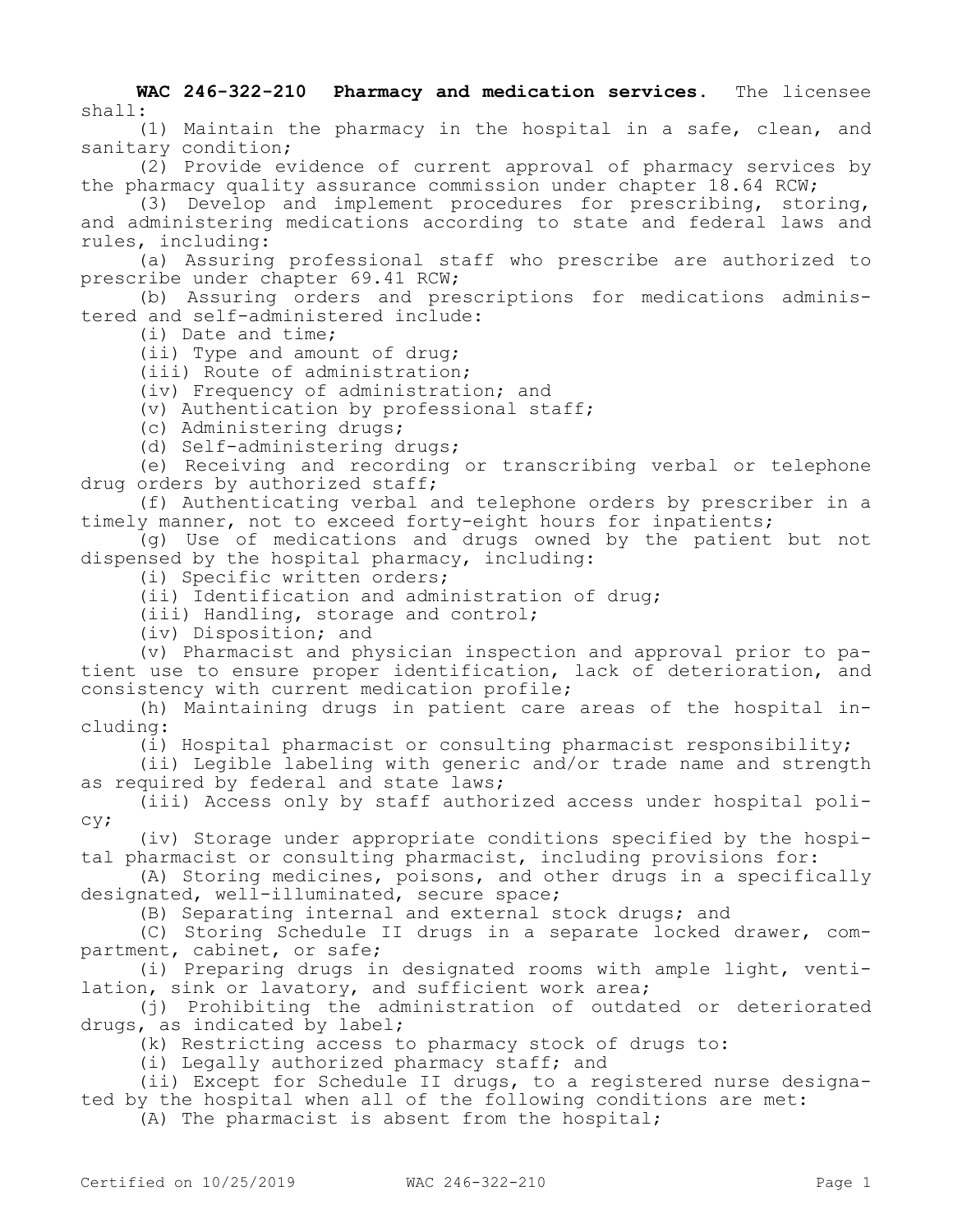**WAC 246-322-210 Pharmacy and medication services.** The licensee shall:

(1) Maintain the pharmacy in the hospital in a safe, clean, and sanitary condition;

(2) Provide evidence of current approval of pharmacy services by the pharmacy quality assurance commission under chapter 18.64 RCW;

(3) Develop and implement procedures for prescribing, storing, and administering medications according to state and federal laws and rules, including:

(a) Assuring professional staff who prescribe are authorized to prescribe under chapter 69.41 RCW;

(b) Assuring orders and prescriptions for medications administered and self-administered include:

(i) Date and time;

(ii) Type and amount of drug;

(iii) Route of administration;

(iv) Frequency of administration; and

(v) Authentication by professional staff;

(c) Administering drugs;

(d) Self-administering drugs;

(e) Receiving and recording or transcribing verbal or telephone drug orders by authorized staff;

(f) Authenticating verbal and telephone orders by prescriber in a timely manner, not to exceed forty-eight hours for inpatients;

(g) Use of medications and drugs owned by the patient but not dispensed by the hospital pharmacy, including:

(i) Specific written orders;

(ii) Identification and administration of drug;

(iii) Handling, storage and control;

(iv) Disposition; and

(v) Pharmacist and physician inspection and approval prior to patient use to ensure proper identification, lack of deterioration, and consistency with current medication profile;

(h) Maintaining drugs in patient care areas of the hospital including:

(i) Hospital pharmacist or consulting pharmacist responsibility;

(ii) Legible labeling with generic and/or trade name and strength as required by federal and state laws;

(iii) Access only by staff authorized access under hospital policy;

(iv) Storage under appropriate conditions specified by the hospital pharmacist or consulting pharmacist, including provisions for:

(A) Storing medicines, poisons, and other drugs in a specifically designated, well-illuminated, secure space;

(B) Separating internal and external stock drugs; and

(C) Storing Schedule II drugs in a separate locked drawer, compartment, cabinet, or safe;

(i) Preparing drugs in designated rooms with ample light, ventilation, sink or lavatory, and sufficient work area;

(j) Prohibiting the administration of outdated or deteriorated drugs, as indicated by label;

(k) Restricting access to pharmacy stock of drugs to:

(i) Legally authorized pharmacy staff; and

(ii) Except for Schedule II drugs, to a registered nurse designated by the hospital when all of the following conditions are met:

(A) The pharmacist is absent from the hospital;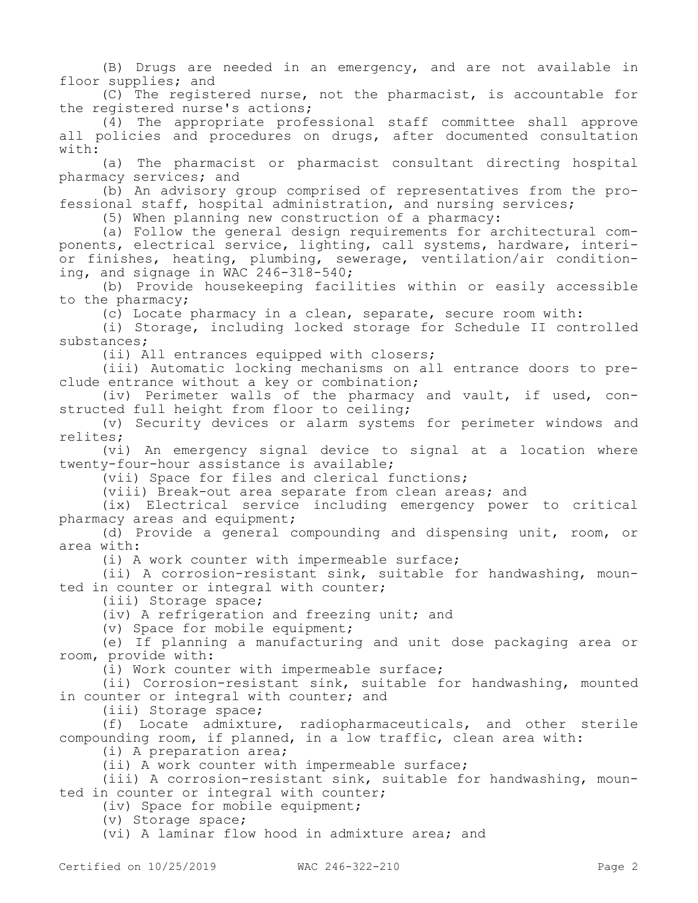(B) Drugs are needed in an emergency, and are not available in floor supplies; and

(C) The registered nurse, not the pharmacist, is accountable for the registered nurse's actions;

(4) The appropriate professional staff committee shall approve all policies and procedures on drugs, after documented consultation with:

(a) The pharmacist or pharmacist consultant directing hospital pharmacy services; and

(b) An advisory group comprised of representatives from the professional staff, hospital administration, and nursing services;

(5) When planning new construction of a pharmacy:

(a) Follow the general design requirements for architectural components, electrical service, lighting, call systems, hardware, interior finishes, heating, plumbing, sewerage, ventilation/air conditioning, and signage in WAC 246-318-540;

(b) Provide housekeeping facilities within or easily accessible to the pharmacy;

(c) Locate pharmacy in a clean, separate, secure room with:

(i) Storage, including locked storage for Schedule II controlled substances;

(ii) All entrances equipped with closers;

(iii) Automatic locking mechanisms on all entrance doors to preclude entrance without a key or combination;

(iv) Perimeter walls of the pharmacy and vault, if used, constructed full height from floor to ceiling;

(v) Security devices or alarm systems for perimeter windows and relites;

(vi) An emergency signal device to signal at a location where twenty-four-hour assistance is available;

(vii) Space for files and clerical functions;

(viii) Break-out area separate from clean areas; and

(ix) Electrical service including emergency power to critical pharmacy areas and equipment;

(d) Provide a general compounding and dispensing unit, room, or area with:

(i) A work counter with impermeable surface;

(ii) A corrosion-resistant sink, suitable for handwashing, mounted in counter or integral with counter;

(iii) Storage space;

(iv) A refrigeration and freezing unit; and

(v) Space for mobile equipment;

(e) If planning a manufacturing and unit dose packaging area or room, provide with:

(i) Work counter with impermeable surface;

(ii) Corrosion-resistant sink, suitable for handwashing, mounted in counter or integral with counter; and

(iii) Storage space;

(f) Locate admixture, radiopharmaceuticals, and other sterile compounding room, if planned, in a low traffic, clean area with:

(i) A preparation area;

(ii) A work counter with impermeable surface;

(iii) A corrosion-resistant sink, suitable for handwashing, mounted in counter or integral with counter;

(iv) Space for mobile equipment;

(v) Storage space;

(vi) A laminar flow hood in admixture area; and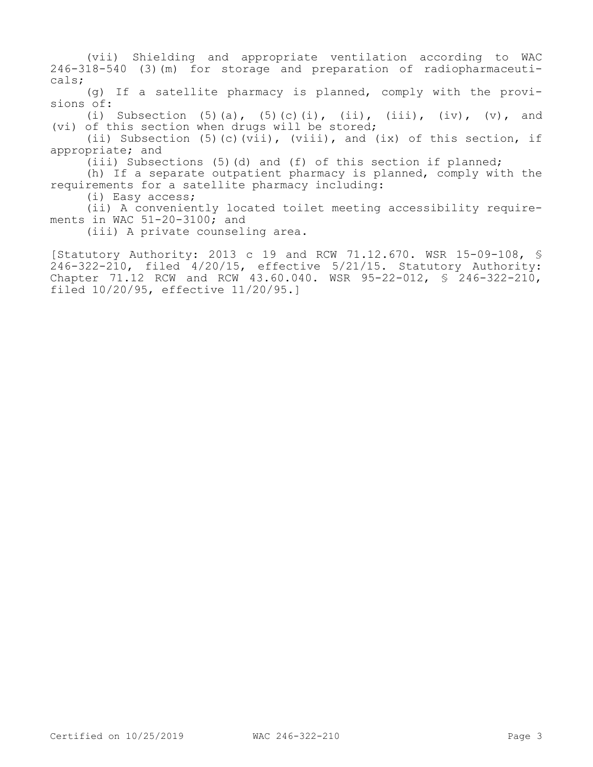(vii) Shielding and appropriate ventilation according to WAC 246-318-540 (3)(m) for storage and preparation of radiopharmaceuticals;

(g) If a satellite pharmacy is planned, comply with the provisions of:

(i) Subsection (5)(a), (5)(c)(i), (ii), (iii), (iv), (v), and (vi) of this section when drugs will be stored;

(ii) Subsection (5)(c)(vii), (viii), and (ix) of this section, if appropriate; and

(iii) Subsections (5)(d) and (f) of this section if planned;

(h) If a separate outpatient pharmacy is planned, comply with the requirements for a satellite pharmacy including:

(i) Easy access;

(ii) A conveniently located toilet meeting accessibility requirements in WAC 51-20-3100; and

(iii) A private counseling area.

[Statutory Authority: 2013 c 19 and RCW 71.12.670. WSR 15-09-108, § 246-322-210, filed 4/20/15, effective 5/21/15. Statutory Authority: Chapter 71.12 RCW and RCW 43.60.040. WSR 95-22-012, § 246-322-210, filed 10/20/95, effective 11/20/95.]